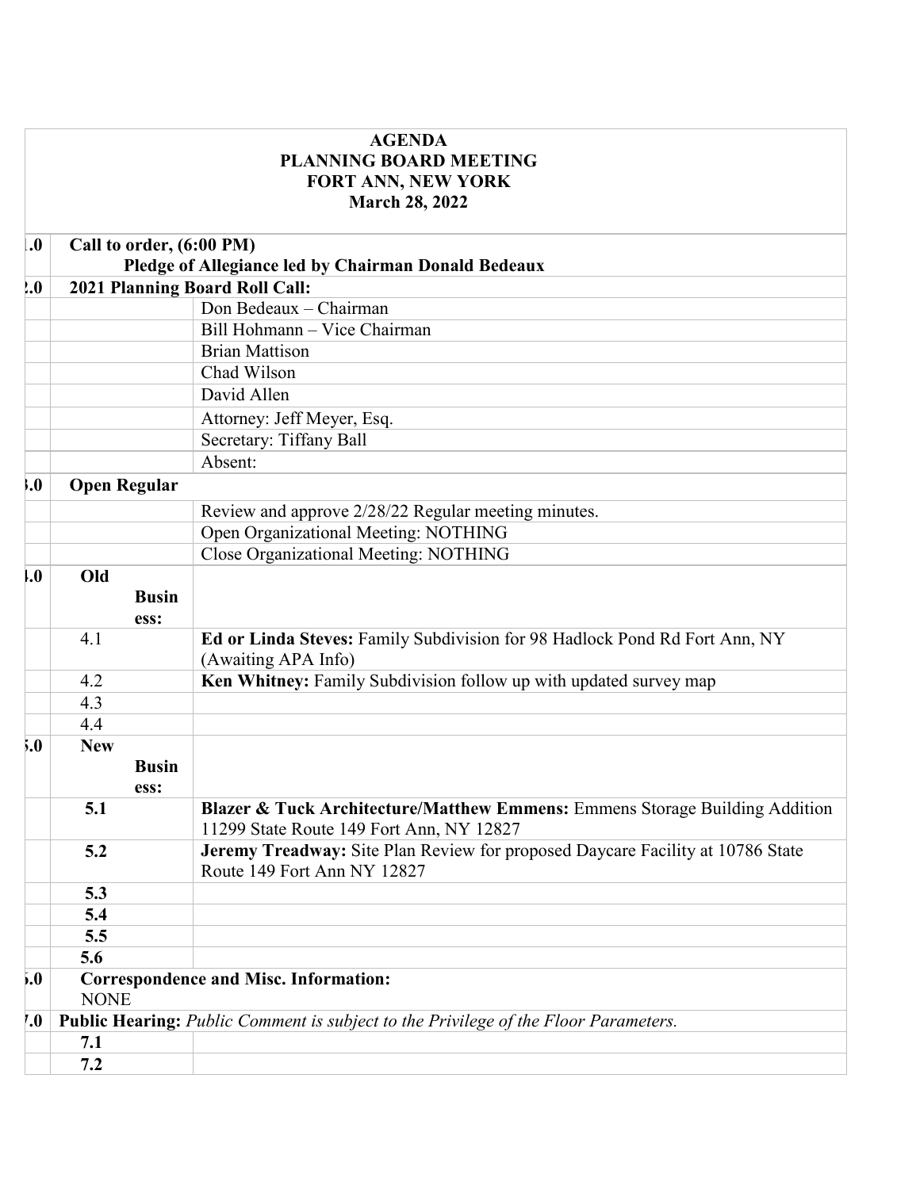# AGENDA
# PLANNING BOARD MEETING
# FORT ANN, NEW YORK
# March 28, 2022

| | | |
|---|---|---|
| **1.0** | **Call to order, (6:00 PM)** **Pledge of Allegiance led by Chairman Donald Bedeaux** | |
| **2.0** | **2021 Planning Board Roll Call:** | |
| | | Don Bedeaux – Chairman |
| | | Bill Hohmann – Vice Chairman |
| | | Brian Mattison |
| | | Chad Wilson |
| | | David Allen |
| | | Attorney: Jeff Meyer, Esq. |
| | | Secretary: Tiffany Ball |
| | | Absent: |
| **3.0** | **Open Regular** | |
| | | Review and approve 2/28/22 Regular meeting minutes. |
| | | Open Organizational Meeting: NOTHING |
| | | Close Organizational Meeting: NOTHING |
| **4.0** | **Old Business:** | |
| | 4.1 | **Ed or Linda Steves:** Family Subdivision for 98 Hadlock Pond Rd Fort Ann, NY (Awaiting APA Info) |
| | 4.2 | **Ken Whitney:** Family Subdivision follow up with updated survey map |
| | 4.3 | |
| | 4.4 | |
| **5.0** | **New Business:** | |
| | **5.1** | **Blazer & Tuck Architecture/Matthew Emmens:** Emmens Storage Building Addition 11299 State Route 149 Fort Ann, NY 12827 |
| | **5.2** | **Jeremy Treadway:** Site Plan Review for proposed Daycare Facility at 10786 State Route 149 Fort Ann NY 12827 |
| | **5.3** | |
| | **5.4** | |
| | **5.5** | |
| | **5.6** | |
| **6.0** | **Correspondence and Misc. Information:** NONE | |
| **7.0** | **Public Hearing:** *Public Comment is subject to the Privilege of the Floor Parameters.* | |
| | **7.1** | |
| | **7.2** | |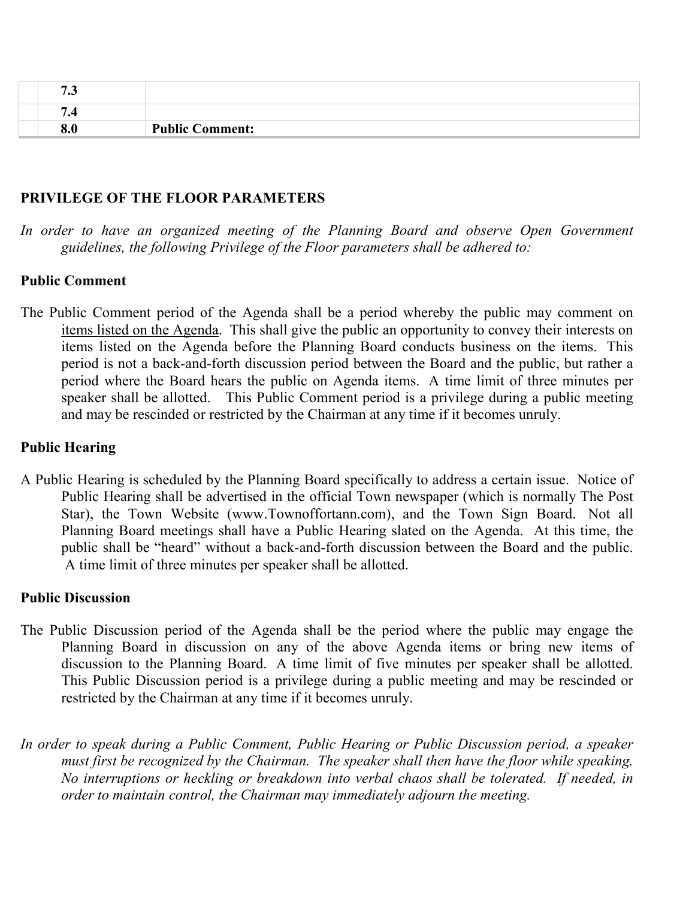| | | |
|---|---|---|
| | **7.3** | |
| | **7.4** | |
| | **8.0** | **Public Comment:** |

## PRIVILEGE OF THE FLOOR PARAMETERS

*In order to have an organized meeting of the Planning Board and observe Open Government guidelines, the following Privilege of the Floor parameters shall be adhered to:*

### Public Comment

The Public Comment period of the Agenda shall be a period whereby the public may comment on items listed on the Agenda. This shall give the public an opportunity to convey their interests on items listed on the Agenda before the Planning Board conducts business on the items. This period is not a back-and-forth discussion period between the Board and the public, but rather a period where the Board hears the public on Agenda items. A time limit of three minutes per speaker shall be allotted. This Public Comment period is a privilege during a public meeting and may be rescinded or restricted by the Chairman at any time if it becomes unruly.

### Public Hearing

A Public Hearing is scheduled by the Planning Board specifically to address a certain issue. Notice of Public Hearing shall be advertised in the official Town newspaper (which is normally The Post Star), the Town Website (www.Townoffortann.com), and the Town Sign Board. Not all Planning Board meetings shall have a Public Hearing slated on the Agenda. At this time, the public shall be "heard" without a back-and-forth discussion between the Board and the public. A time limit of three minutes per speaker shall be allotted.

### Public Discussion

The Public Discussion period of the Agenda shall be the period where the public may engage the Planning Board in discussion on any of the above Agenda items or bring new items of discussion to the Planning Board. A time limit of five minutes per speaker shall be allotted. This Public Discussion period is a privilege during a public meeting and may be rescinded or restricted by the Chairman at any time if it becomes unruly.

*In order to speak during a Public Comment, Public Hearing or Public Discussion period, a speaker must first be recognized by the Chairman. The speaker shall then have the floor while speaking. No interruptions or heckling or breakdown into verbal chaos shall be tolerated. If needed, in order to maintain control, the Chairman may immediately adjourn the meeting.*